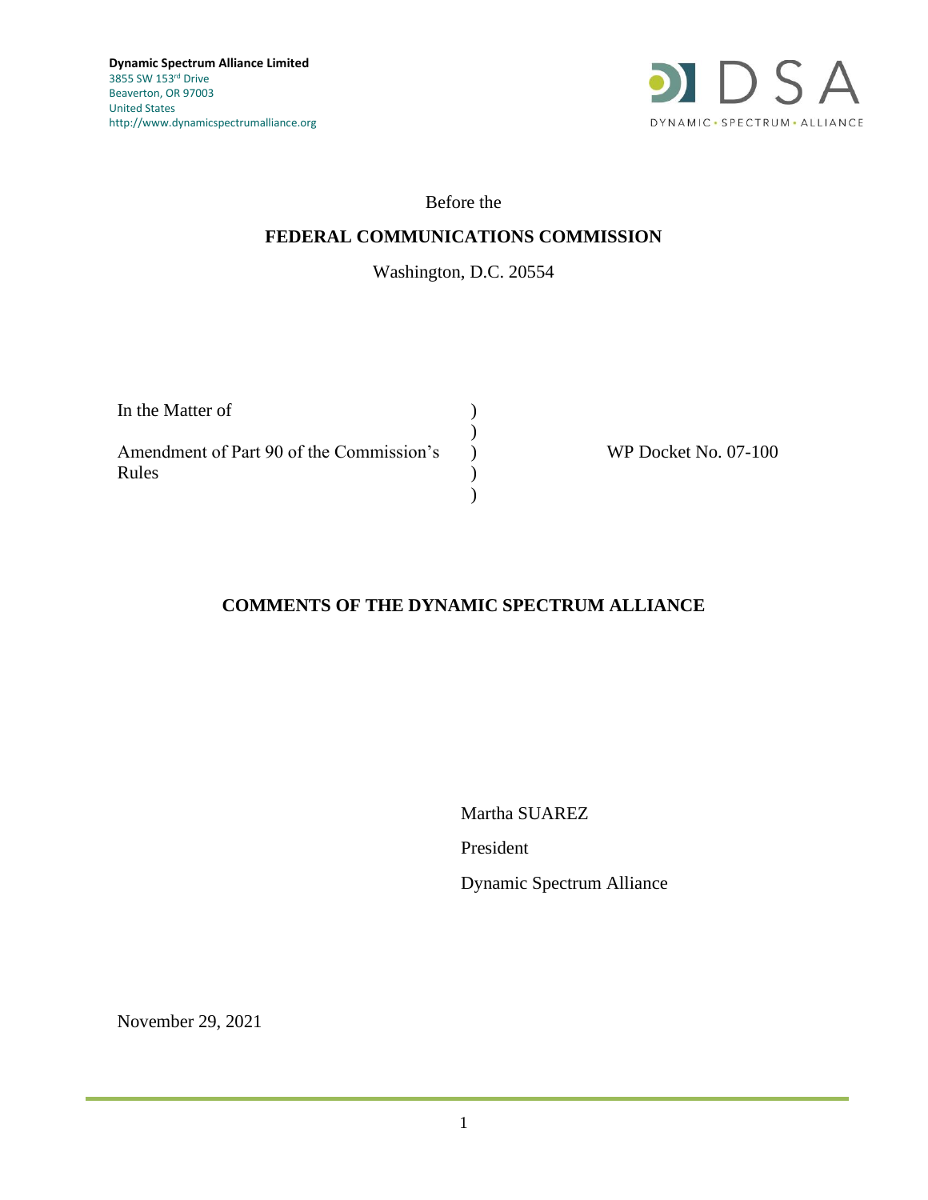**Dynamic Spectrum Alliance Limited**
3855 SW 153[rd] Drive
Beaverton, OR 97003
United States
http://www.dynamicspectrumalliance.org

DSA
DYNAMIC • SPECTRUM • ALLIANCE

Before the

**FEDERAL COMMUNICATIONS COMMISSION**

Washington, D.C. 20554

| | | |
|---|---|---|
| In the Matter of | ) | |
| | ) | |
| Amendment of Part 90 of the Commission's Rules | ) | WP Docket No. 07-100 |
| | ) | |
| | ) | |

**COMMENTS OF THE DYNAMIC SPECTRUM ALLIANCE**

Martha SUAREZ

President

Dynamic Spectrum Alliance

November 29, 2021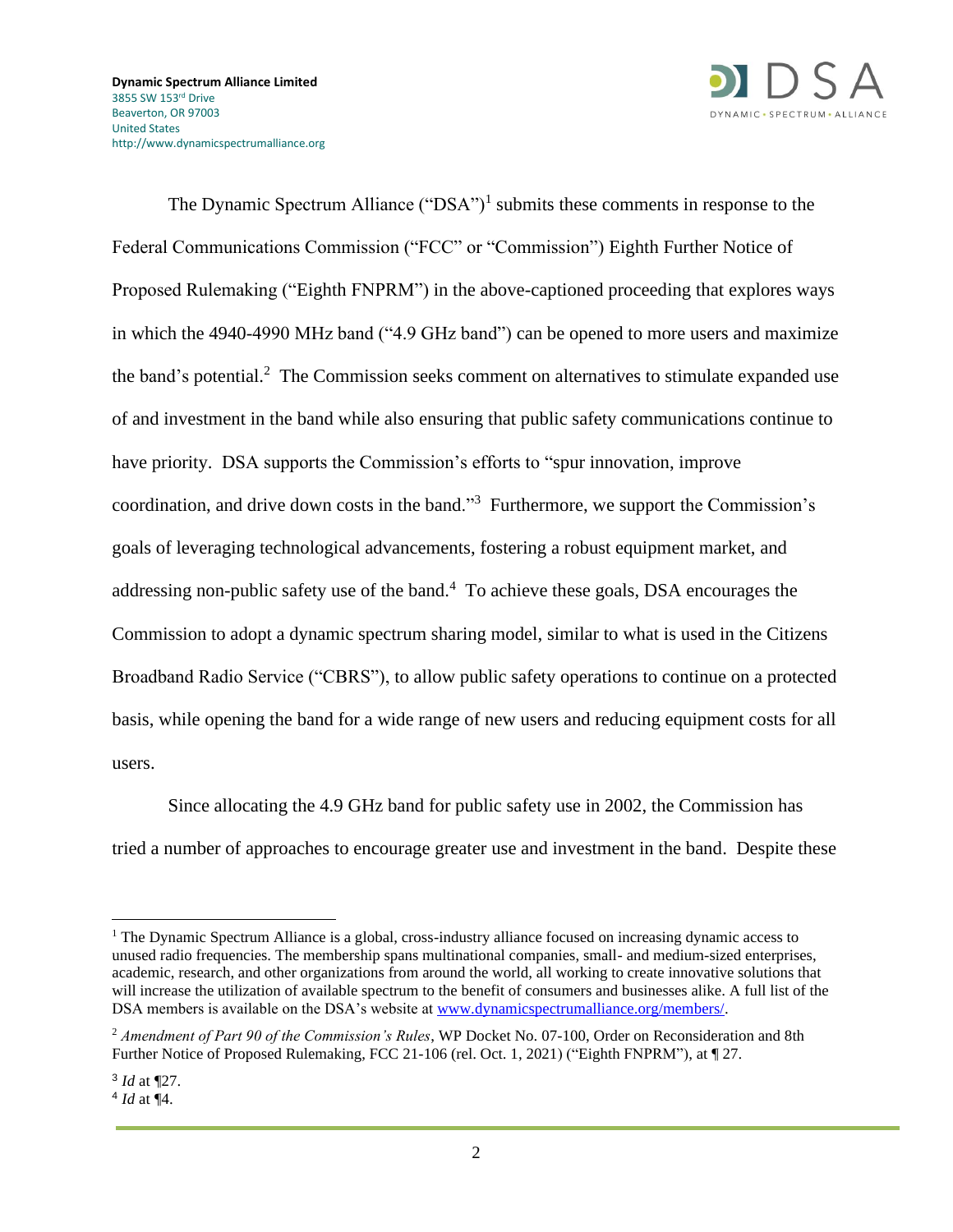**Dynamic Spectrum Alliance Limited**
3855 SW 153rd Drive
Beaverton, OR 97003
United States
http://www.dynamicspectrumalliance.org

The Dynamic Spectrum Alliance ("DSA")[1] submits these comments in response to the Federal Communications Commission ("FCC" or "Commission") Eighth Further Notice of Proposed Rulemaking ("Eighth FNPRM") in the above-captioned proceeding that explores ways in which the 4940-4990 MHz band ("4.9 GHz band") can be opened to more users and maximize the band's potential.[2] The Commission seeks comment on alternatives to stimulate expanded use of and investment in the band while also ensuring that public safety communications continue to have priority. DSA supports the Commission's efforts to "spur innovation, improve coordination, and drive down costs in the band."[3] Furthermore, we support the Commission's goals of leveraging technological advancements, fostering a robust equipment market, and addressing non-public safety use of the band.[4] To achieve these goals, DSA encourages the Commission to adopt a dynamic spectrum sharing model, similar to what is used in the Citizens Broadband Radio Service ("CBRS"), to allow public safety operations to continue on a protected basis, while opening the band for a wide range of new users and reducing equipment costs for all users.

Since allocating the 4.9 GHz band for public safety use in 2002, the Commission has tried a number of approaches to encourage greater use and investment in the band. Despite these

---

[1] The Dynamic Spectrum Alliance is a global, cross-industry alliance focused on increasing dynamic access to unused radio frequencies. The membership spans multinational companies, small- and medium-sized enterprises, academic, research, and other organizations from around the world, all working to create innovative solutions that will increase the utilization of available spectrum to the benefit of consumers and businesses alike. A full list of the DSA members is available on the DSA's website at www.dynamicspectrumalliance.org/members/.

[2] *Amendment of Part 90 of the Commission's Rules*, WP Docket No. 07-100, Order on Reconsideration and 8th Further Notice of Proposed Rulemaking, FCC 21-106 (rel. Oct. 1, 2021) ("Eighth FNPRM"), at ¶ 27.

[3] *Id* at ¶27.

[4] *Id* at ¶4.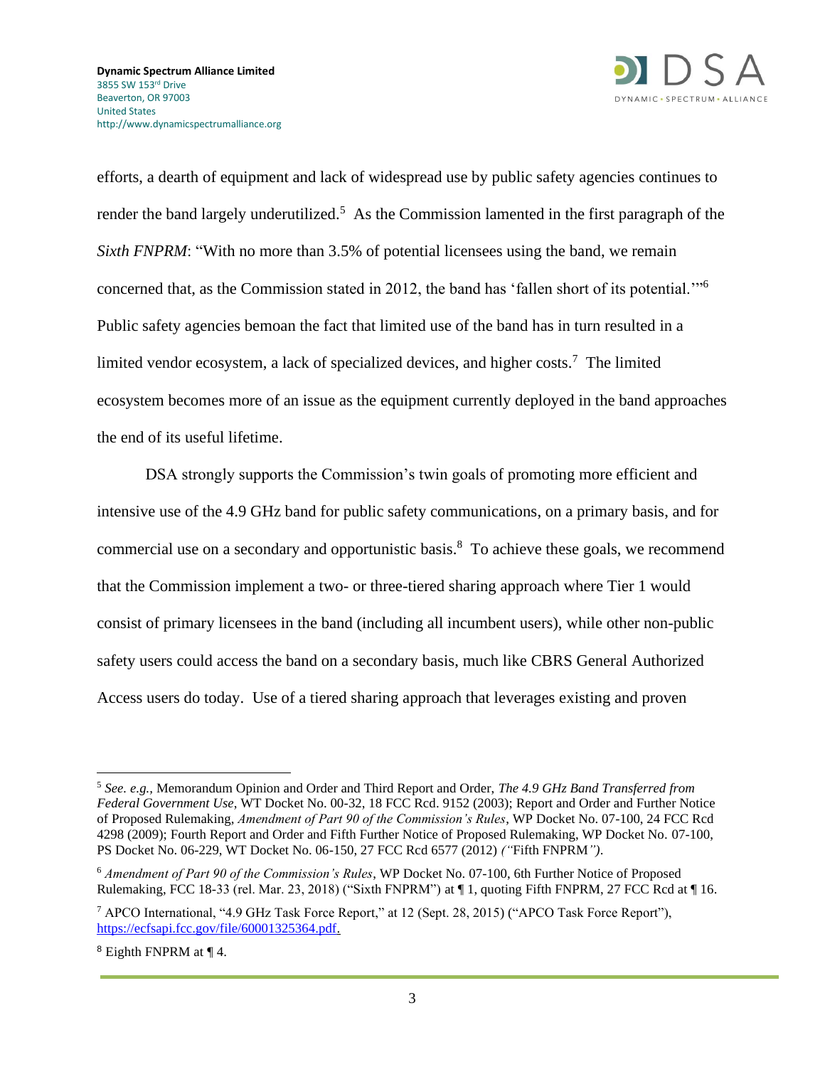efforts, a dearth of equipment and lack of widespread use by public safety agencies continues to render the band largely underutilized.[5] As the Commission lamented in the first paragraph of the *Sixth FNPRM*: "With no more than 3.5% of potential licensees using the band, we remain concerned that, as the Commission stated in 2012, the band has 'fallen short of its potential.'"[6] Public safety agencies bemoan the fact that limited use of the band has in turn resulted in a limited vendor ecosystem, a lack of specialized devices, and higher costs.[7] The limited ecosystem becomes more of an issue as the equipment currently deployed in the band approaches the end of its useful lifetime.

DSA strongly supports the Commission's twin goals of promoting more efficient and intensive use of the 4.9 GHz band for public safety communications, on a primary basis, and for commercial use on a secondary and opportunistic basis.[8] To achieve these goals, we recommend that the Commission implement a two- or three-tiered sharing approach where Tier 1 would consist of primary licensees in the band (including all incumbent users), while other non-public safety users could access the band on a secondary basis, much like CBRS General Authorized Access users do today. Use of a tiered sharing approach that leverages existing and proven

---

[5] *See. e.g.,* Memorandum Opinion and Order and Third Report and Order, *The 4.9 GHz Band Transferred from Federal Government Use*, WT Docket No. 00-32, 18 FCC Rcd. 9152 (2003); Report and Order and Further Notice of Proposed Rulemaking, *Amendment of Part 90 of the Commission's Rules*, WP Docket No. 07-100, 24 FCC Rcd 4298 (2009); Fourth Report and Order and Fifth Further Notice of Proposed Rulemaking, WP Docket No. 07-100, PS Docket No. 06-229, WT Docket No. 06-150, 27 FCC Rcd 6577 (2012) *("*Fifth FNPRM*")*.

[6] *Amendment of Part 90 of the Commission's Rules*, WP Docket No. 07-100, 6th Further Notice of Proposed Rulemaking, FCC 18-33 (rel. Mar. 23, 2018) ("Sixth FNPRM") at ¶ 1, quoting Fifth FNPRM, 27 FCC Rcd at ¶ 16.

[7] APCO International, "4.9 GHz Task Force Report," at 12 (Sept. 28, 2015) ("APCO Task Force Report"), https://ecfsapi.fcc.gov/file/60001325364.pdf.

[8] Eighth FNPRM at ¶ 4.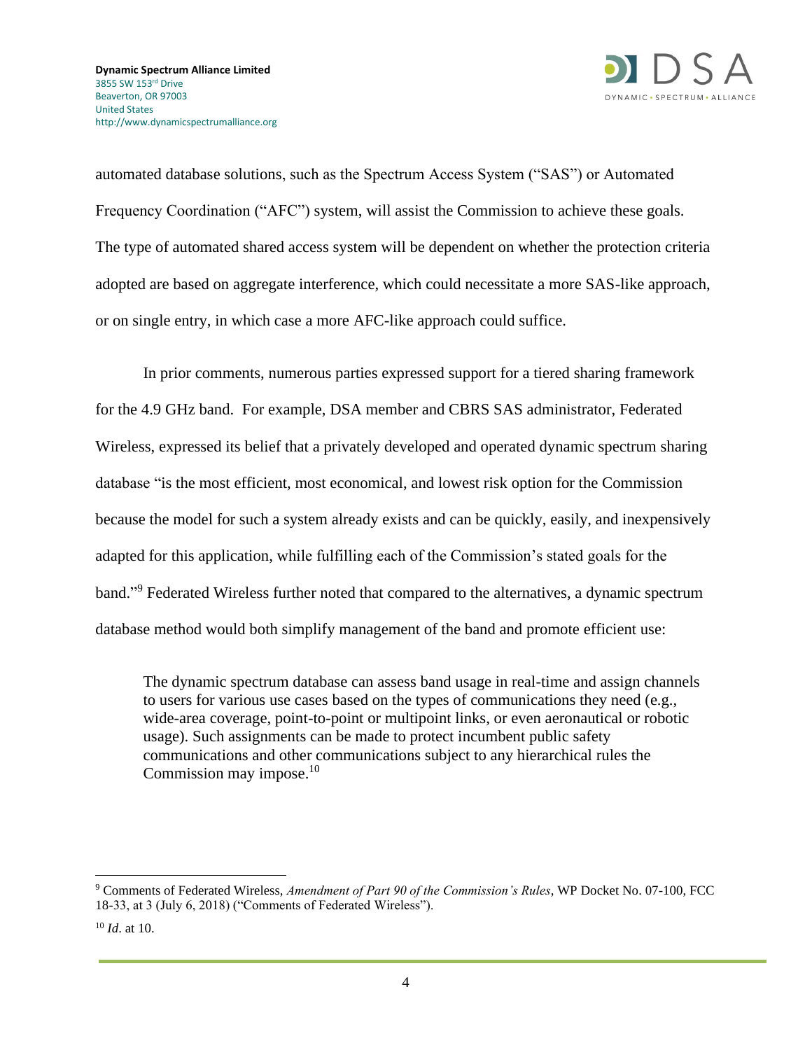automated database solutions, such as the Spectrum Access System ("SAS") or Automated Frequency Coordination ("AFC") system, will assist the Commission to achieve these goals. The type of automated shared access system will be dependent on whether the protection criteria adopted are based on aggregate interference, which could necessitate a more SAS-like approach, or on single entry, in which case a more AFC-like approach could suffice.

In prior comments, numerous parties expressed support for a tiered sharing framework for the 4.9 GHz band. For example, DSA member and CBRS SAS administrator, Federated Wireless, expressed its belief that a privately developed and operated dynamic spectrum sharing database "is the most efficient, most economical, and lowest risk option for the Commission because the model for such a system already exists and can be quickly, easily, and inexpensively adapted for this application, while fulfilling each of the Commission's stated goals for the band."[9] Federated Wireless further noted that compared to the alternatives, a dynamic spectrum database method would both simplify management of the band and promote efficient use:

> The dynamic spectrum database can assess band usage in real-time and assign channels to users for various use cases based on the types of communications they need (e.g., wide-area coverage, point-to-point or multipoint links, or even aeronautical or robotic usage). Such assignments can be made to protect incumbent public safety communications and other communications subject to any hierarchical rules the Commission may impose.[10]

---

[9] Comments of Federated Wireless, *Amendment of Part 90 of the Commission's Rules*, WP Docket No. 07-100, FCC 18-33, at 3 (July 6, 2018) ("Comments of Federated Wireless").

[10] *Id*. at 10.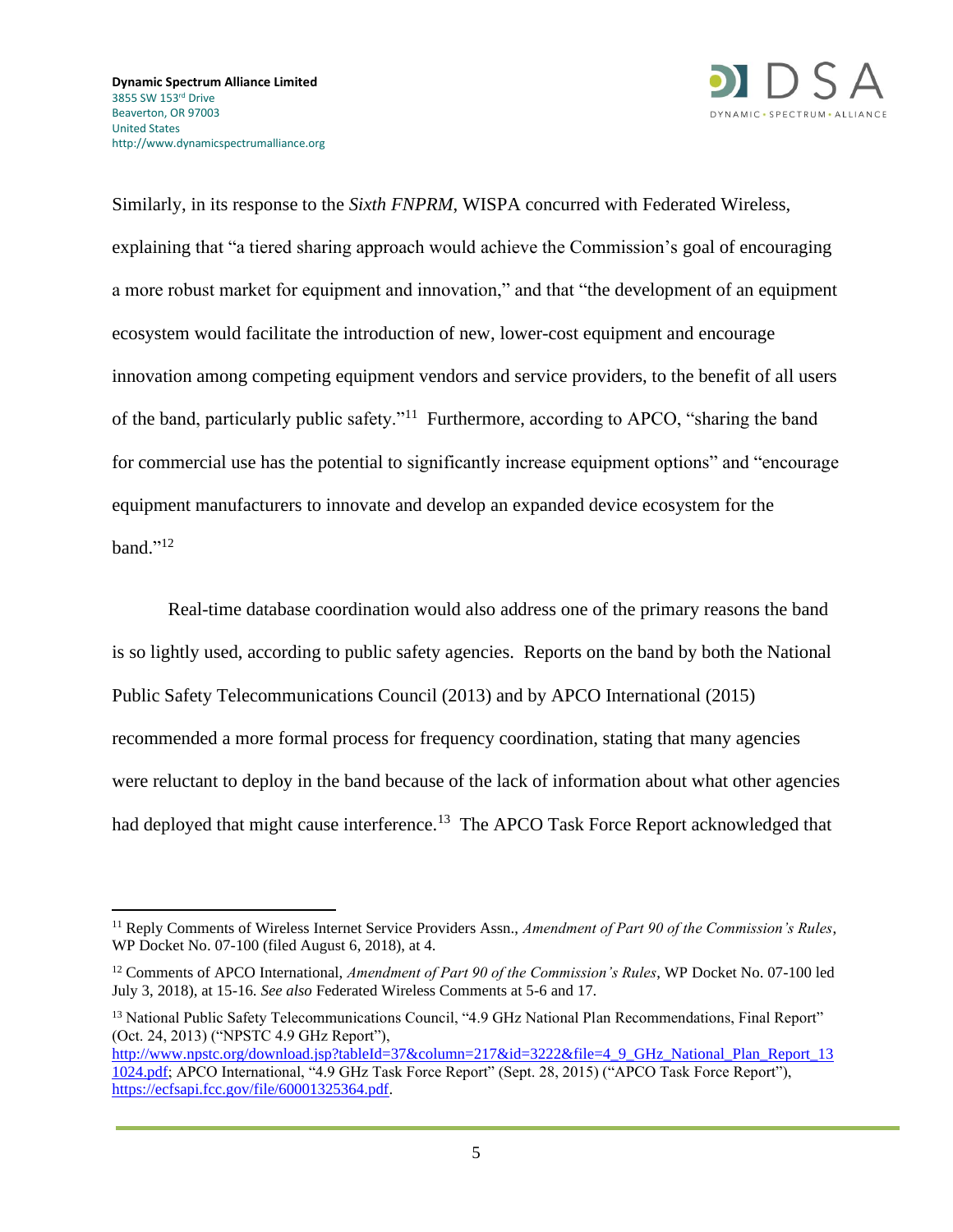Similarly, in its response to the *Sixth FNPRM*, WISPA concurred with Federated Wireless, explaining that "a tiered sharing approach would achieve the Commission's goal of encouraging a more robust market for equipment and innovation," and that "the development of an equipment ecosystem would facilitate the introduction of new, lower-cost equipment and encourage innovation among competing equipment vendors and service providers, to the benefit of all users of the band, particularly public safety."[11] Furthermore, according to APCO, "sharing the band for commercial use has the potential to significantly increase equipment options" and "encourage equipment manufacturers to innovate and develop an expanded device ecosystem for the band."[12]

Real-time database coordination would also address one of the primary reasons the band is so lightly used, according to public safety agencies. Reports on the band by both the National Public Safety Telecommunications Council (2013) and by APCO International (2015) recommended a more formal process for frequency coordination, stating that many agencies were reluctant to deploy in the band because of the lack of information about what other agencies had deployed that might cause interference.[13] The APCO Task Force Report acknowledged that

---

[11] Reply Comments of Wireless Internet Service Providers Assn., *Amendment of Part 90 of the Commission's Rules*, WP Docket No. 07-100 (filed August 6, 2018), at 4.

[12] Comments of APCO International, *Amendment of Part 90 of the Commission's Rules*, WP Docket No. 07-100 led July 3, 2018), at 15-16. *See also* Federated Wireless Comments at 5-6 and 17.

[13] National Public Safety Telecommunications Council, "4.9 GHz National Plan Recommendations, Final Report" (Oct. 24, 2013) ("NPSTC 4.9 GHz Report"), http://www.npstc.org/download.jsp?tableId=37&column=217&id=3222&file=4_9_GHz_National_Plan_Report_131024.pdf; APCO International, "4.9 GHz Task Force Report" (Sept. 28, 2015) ("APCO Task Force Report"), https://ecfsapi.fcc.gov/file/60001325364.pdf.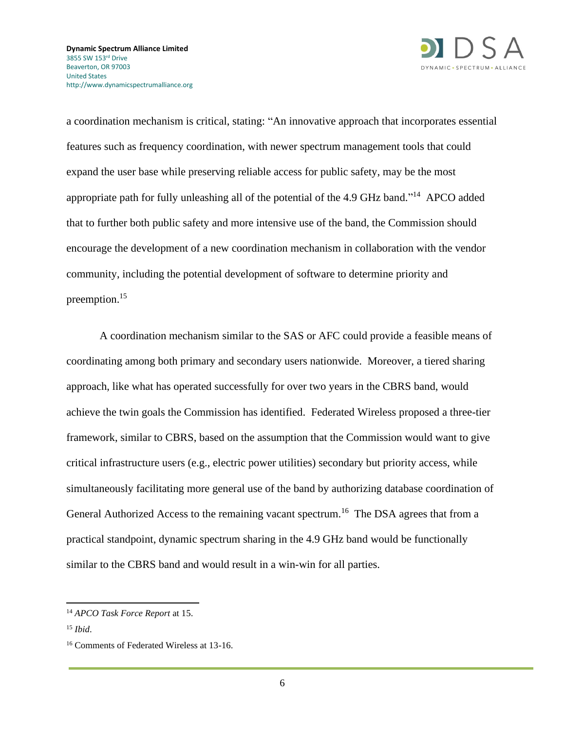a coordination mechanism is critical, stating: "An innovative approach that incorporates essential features such as frequency coordination, with newer spectrum management tools that could expand the user base while preserving reliable access for public safety, may be the most appropriate path for fully unleashing all of the potential of the 4.9 GHz band."[14] APCO added that to further both public safety and more intensive use of the band, the Commission should encourage the development of a new coordination mechanism in collaboration with the vendor community, including the potential development of software to determine priority and preemption.[15]

A coordination mechanism similar to the SAS or AFC could provide a feasible means of coordinating among both primary and secondary users nationwide. Moreover, a tiered sharing approach, like what has operated successfully for over two years in the CBRS band, would achieve the twin goals the Commission has identified. Federated Wireless proposed a three-tier framework, similar to CBRS, based on the assumption that the Commission would want to give critical infrastructure users (e.g., electric power utilities) secondary but priority access, while simultaneously facilitating more general use of the band by authorizing database coordination of General Authorized Access to the remaining vacant spectrum.[16] The DSA agrees that from a practical standpoint, dynamic spectrum sharing in the 4.9 GHz band would be functionally similar to the CBRS band and would result in a win-win for all parties.

---

[14] *APCO Task Force Report* at 15.

[15] *Ibid.*

[16] Comments of Federated Wireless at 13-16.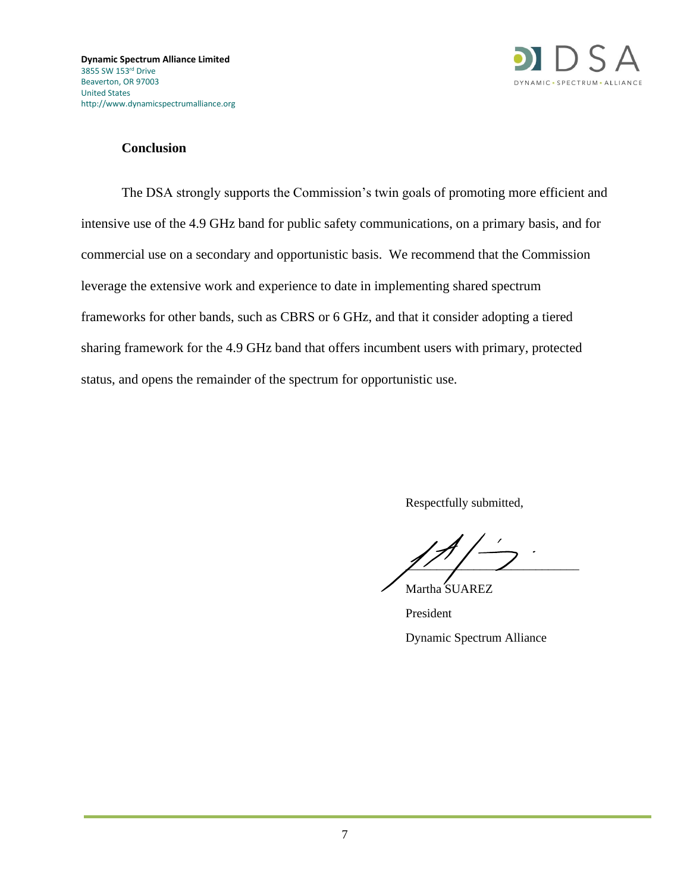**Dynamic Spectrum Alliance Limited**
3855 SW 153rd Drive
Beaverton, OR 97003
United States
http://www.dynamicspectrumalliance.org

## Conclusion

The DSA strongly supports the Commission's twin goals of promoting more efficient and intensive use of the 4.9 GHz band for public safety communications, on a primary basis, and for commercial use on a secondary and opportunistic basis. We recommend that the Commission leverage the extensive work and experience to date in implementing shared spectrum frameworks for other bands, such as CBRS or 6 GHz, and that it consider adopting a tiered sharing framework for the 4.9 GHz band that offers incumbent users with primary, protected status, and opens the remainder of the spectrum for opportunistic use.

Respectfully submitted,

\_\_\_\_\_\_\_\_\_\_\_\_\_\_\_\_\_\_\_\_\_\_\_\_

Martha SUAREZ
President
Dynamic Spectrum Alliance